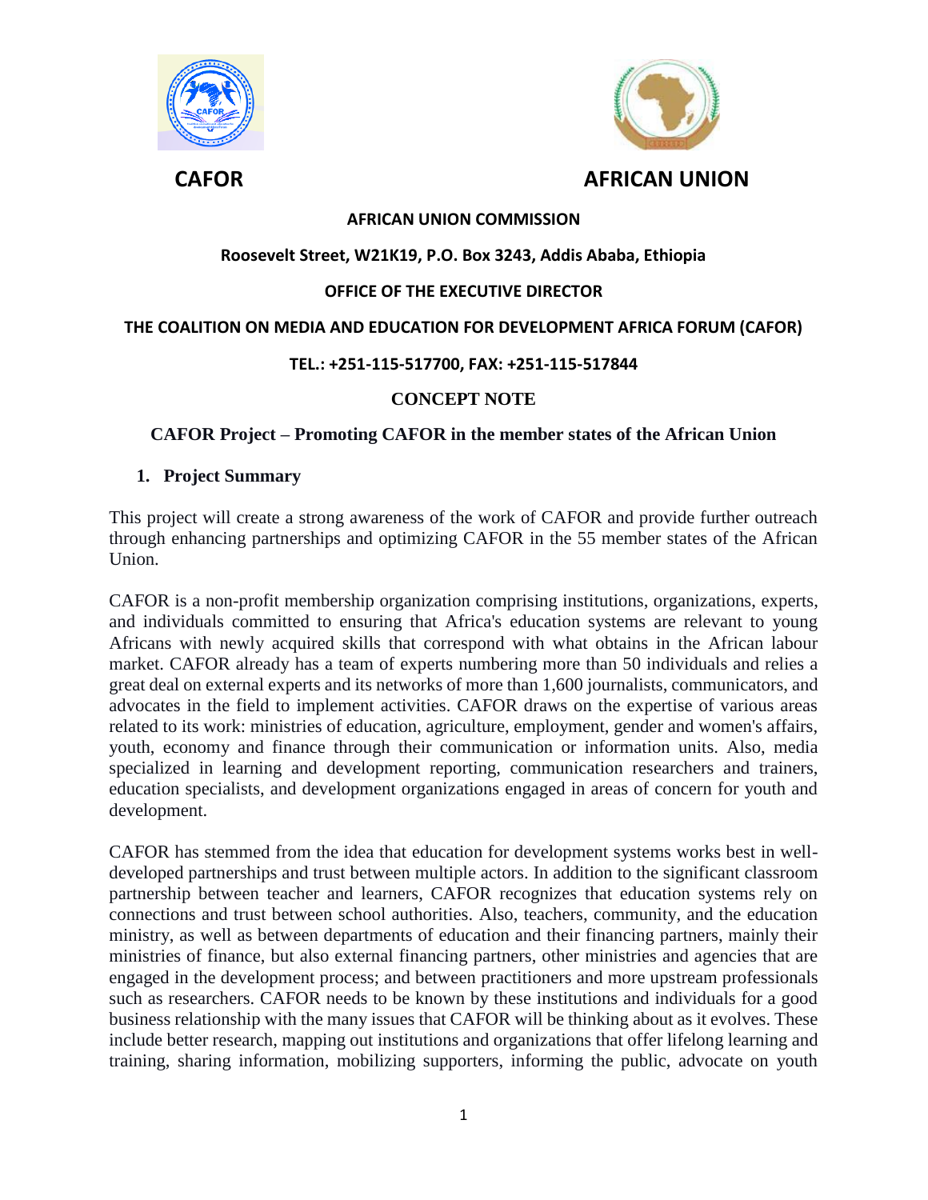**CAFOR** **AFRICAN UNION**

**AFRICAN UNION COMMISSION**

**Roosevelt Street, W21K19, P.O. Box 3243, Addis Ababa, Ethiopia**

**OFFICE OF THE EXECUTIVE DIRECTOR**

**THE COALITION ON MEDIA AND EDUCATION FOR DEVELOPMENT AFRICA FORUM (CAFOR)**

**TEL.: +251-115-517700, FAX: +251-115-517844**

# CONCEPT NOTE

## CAFOR Project – Promoting CAFOR in the member states of the African Union

### 1. Project Summary

This project will create a strong awareness of the work of CAFOR and provide further outreach through enhancing partnerships and optimizing CAFOR in the 55 member states of the African Union.

CAFOR is a non-profit membership organization comprising institutions, organizations, experts, and individuals committed to ensuring that Africa's education systems are relevant to young Africans with newly acquired skills that correspond with what obtains in the African labour market. CAFOR already has a team of experts numbering more than 50 individuals and relies a great deal on external experts and its networks of more than 1,600 journalists, communicators, and advocates in the field to implement activities. CAFOR draws on the expertise of various areas related to its work: ministries of education, agriculture, employment, gender and women's affairs, youth, economy and finance through their communication or information units. Also, media specialized in learning and development reporting, communication researchers and trainers, education specialists, and development organizations engaged in areas of concern for youth and development.

CAFOR has stemmed from the idea that education for development systems works best in well-developed partnerships and trust between multiple actors. In addition to the significant classroom partnership between teacher and learners, CAFOR recognizes that education systems rely on connections and trust between school authorities. Also, teachers, community, and the education ministry, as well as between departments of education and their financing partners, mainly their ministries of finance, but also external financing partners, other ministries and agencies that are engaged in the development process; and between practitioners and more upstream professionals such as researchers. CAFOR needs to be known by these institutions and individuals for a good business relationship with the many issues that CAFOR will be thinking about as it evolves. These include better research, mapping out institutions and organizations that offer lifelong learning and training, sharing information, mobilizing supporters, informing the public, advocate on youth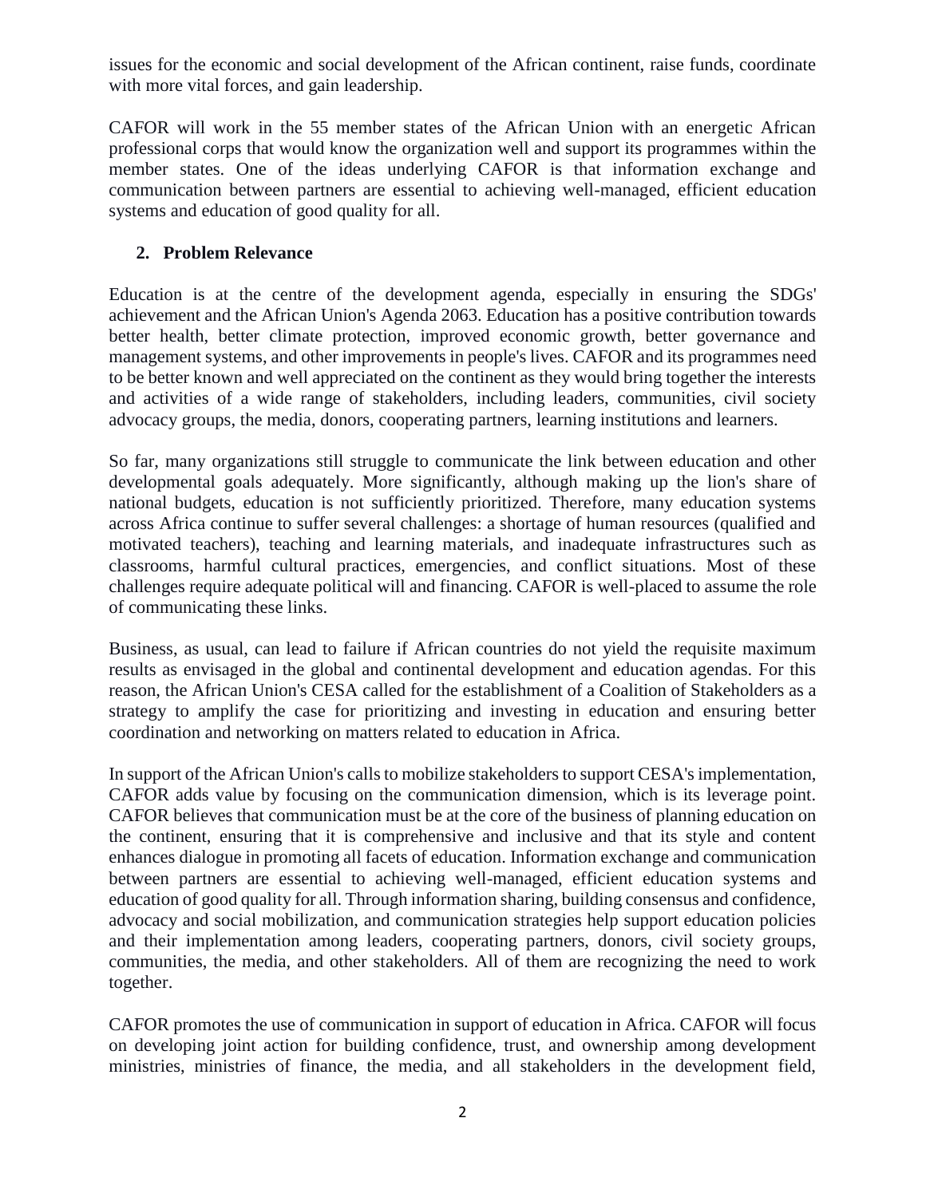issues for the economic and social development of the African continent, raise funds, coordinate with more vital forces, and gain leadership.

CAFOR will work in the 55 member states of the African Union with an energetic African professional corps that would know the organization well and support its programmes within the member states. One of the ideas underlying CAFOR is that information exchange and communication between partners are essential to achieving well-managed, efficient education systems and education of good quality for all.

## 2. Problem Relevance

Education is at the centre of the development agenda, especially in ensuring the SDGs' achievement and the African Union's Agenda 2063. Education has a positive contribution towards better health, better climate protection, improved economic growth, better governance and management systems, and other improvements in people's lives. CAFOR and its programmes need to be better known and well appreciated on the continent as they would bring together the interests and activities of a wide range of stakeholders, including leaders, communities, civil society advocacy groups, the media, donors, cooperating partners, learning institutions and learners.

So far, many organizations still struggle to communicate the link between education and other developmental goals adequately. More significantly, although making up the lion's share of national budgets, education is not sufficiently prioritized. Therefore, many education systems across Africa continue to suffer several challenges: a shortage of human resources (qualified and motivated teachers), teaching and learning materials, and inadequate infrastructures such as classrooms, harmful cultural practices, emergencies, and conflict situations. Most of these challenges require adequate political will and financing. CAFOR is well-placed to assume the role of communicating these links.

Business, as usual, can lead to failure if African countries do not yield the requisite maximum results as envisaged in the global and continental development and education agendas. For this reason, the African Union's CESA called for the establishment of a Coalition of Stakeholders as a strategy to amplify the case for prioritizing and investing in education and ensuring better coordination and networking on matters related to education in Africa.

In support of the African Union's calls to mobilize stakeholders to support CESA's implementation, CAFOR adds value by focusing on the communication dimension, which is its leverage point. CAFOR believes that communication must be at the core of the business of planning education on the continent, ensuring that it is comprehensive and inclusive and that its style and content enhances dialogue in promoting all facets of education. Information exchange and communication between partners are essential to achieving well-managed, efficient education systems and education of good quality for all. Through information sharing, building consensus and confidence, advocacy and social mobilization, and communication strategies help support education policies and their implementation among leaders, cooperating partners, donors, civil society groups, communities, the media, and other stakeholders. All of them are recognizing the need to work together.

CAFOR promotes the use of communication in support of education in Africa. CAFOR will focus on developing joint action for building confidence, trust, and ownership among development ministries, ministries of finance, the media, and all stakeholders in the development field,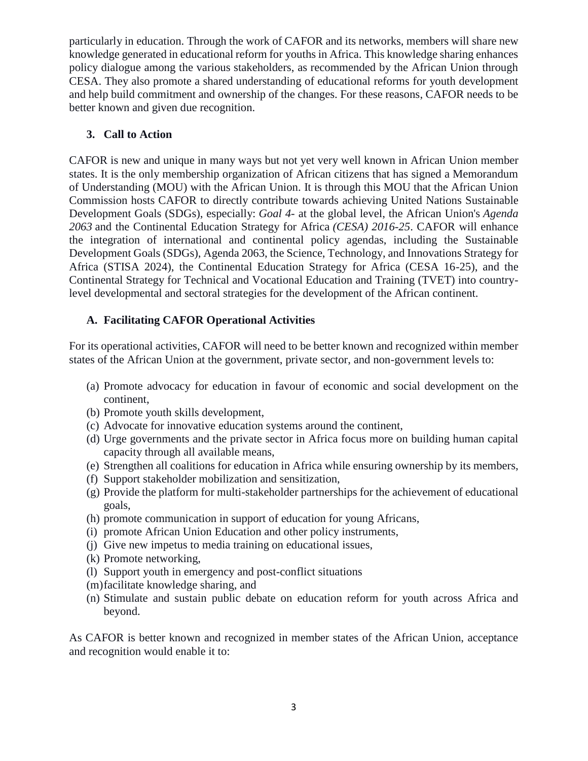particularly in education. Through the work of CAFOR and its networks, members will share new knowledge generated in educational reform for youths in Africa. This knowledge sharing enhances policy dialogue among the various stakeholders, as recommended by the African Union through CESA. They also promote a shared understanding of educational reforms for youth development and help build commitment and ownership of the changes. For these reasons, CAFOR needs to be better known and given due recognition.

## 3. Call to Action

CAFOR is new and unique in many ways but not yet very well known in African Union member states. It is the only membership organization of African citizens that has signed a Memorandum of Understanding (MOU) with the African Union. It is through this MOU that the African Union Commission hosts CAFOR to directly contribute towards achieving United Nations Sustainable Development Goals (SDGs), especially: *Goal 4-* at the global level, the African Union's *Agenda 2063* and the Continental Education Strategy for Africa *(CESA) 2016-25*. CAFOR will enhance the integration of international and continental policy agendas, including the Sustainable Development Goals (SDGs), Agenda 2063, the Science, Technology, and Innovations Strategy for Africa (STISA 2024), the Continental Education Strategy for Africa (CESA 16-25), and the Continental Strategy for Technical and Vocational Education and Training (TVET) into country-level developmental and sectoral strategies for the development of the African continent.

### A. Facilitating CAFOR Operational Activities

For its operational activities, CAFOR will need to be better known and recognized within member states of the African Union at the government, private sector, and non-government levels to:

(a) Promote advocacy for education in favour of economic and social development on the continent,
(b) Promote youth skills development,
(c) Advocate for innovative education systems around the continent,
(d) Urge governments and the private sector in Africa focus more on building human capital capacity through all available means,
(e) Strengthen all coalitions for education in Africa while ensuring ownership by its members,
(f) Support stakeholder mobilization and sensitization,
(g) Provide the platform for multi-stakeholder partnerships for the achievement of educational goals,
(h) promote communication in support of education for young Africans,
(i) promote African Union Education and other policy instruments,
(j) Give new impetus to media training on educational issues,
(k) Promote networking,
(l) Support youth in emergency and post-conflict situations
(m) facilitate knowledge sharing, and
(n) Stimulate and sustain public debate on education reform for youth across Africa and beyond.

As CAFOR is better known and recognized in member states of the African Union, acceptance and recognition would enable it to: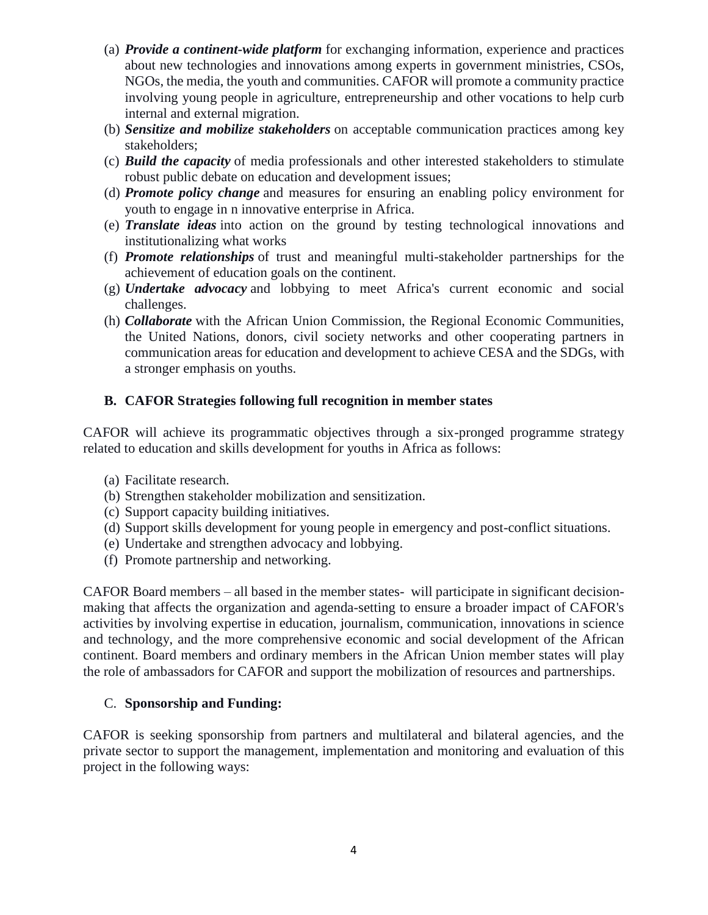(a) ***Provide a continent-wide platform*** for exchanging information, experience and practices about new technologies and innovations among experts in government ministries, CSOs, NGOs, the media, the youth and communities. CAFOR will promote a community practice involving young people in agriculture, entrepreneurship and other vocations to help curb internal and external migration.

(b) ***Sensitize and mobilize stakeholders*** on acceptable communication practices among key stakeholders;

(c) ***Build the capacity*** of media professionals and other interested stakeholders to stimulate robust public debate on education and development issues;

(d) ***Promote policy change*** and measures for ensuring an enabling policy environment for youth to engage in n innovative enterprise in Africa.

(e) ***Translate ideas*** into action on the ground by testing technological innovations and institutionalizing what works

(f) ***Promote relationships*** of trust and meaningful multi-stakeholder partnerships for the achievement of education goals on the continent.

(g) ***Undertake advocacy*** and lobbying to meet Africa's current economic and social challenges.

(h) ***Collaborate*** with the African Union Commission, the Regional Economic Communities, the United Nations, donors, civil society networks and other cooperating partners in communication areas for education and development to achieve CESA and the SDGs, with a stronger emphasis on youths.

### B. CAFOR Strategies following full recognition in member states

CAFOR will achieve its programmatic objectives through a six-pronged programme strategy related to education and skills development for youths in Africa as follows:

(a) Facilitate research.

(b) Strengthen stakeholder mobilization and sensitization.

(c) Support capacity building initiatives.

(d) Support skills development for young people in emergency and post-conflict situations.

(e) Undertake and strengthen advocacy and lobbying.

(f) Promote partnership and networking.

CAFOR Board members – all based in the member states- will participate in significant decision-making that affects the organization and agenda-setting to ensure a broader impact of CAFOR's activities by involving expertise in education, journalism, communication, innovations in science and technology, and the more comprehensive economic and social development of the African continent. Board members and ordinary members in the African Union member states will play the role of ambassadors for CAFOR and support the mobilization of resources and partnerships.

### C. Sponsorship and Funding:

CAFOR is seeking sponsorship from partners and multilateral and bilateral agencies, and the private sector to support the management, implementation and monitoring and evaluation of this project in the following ways: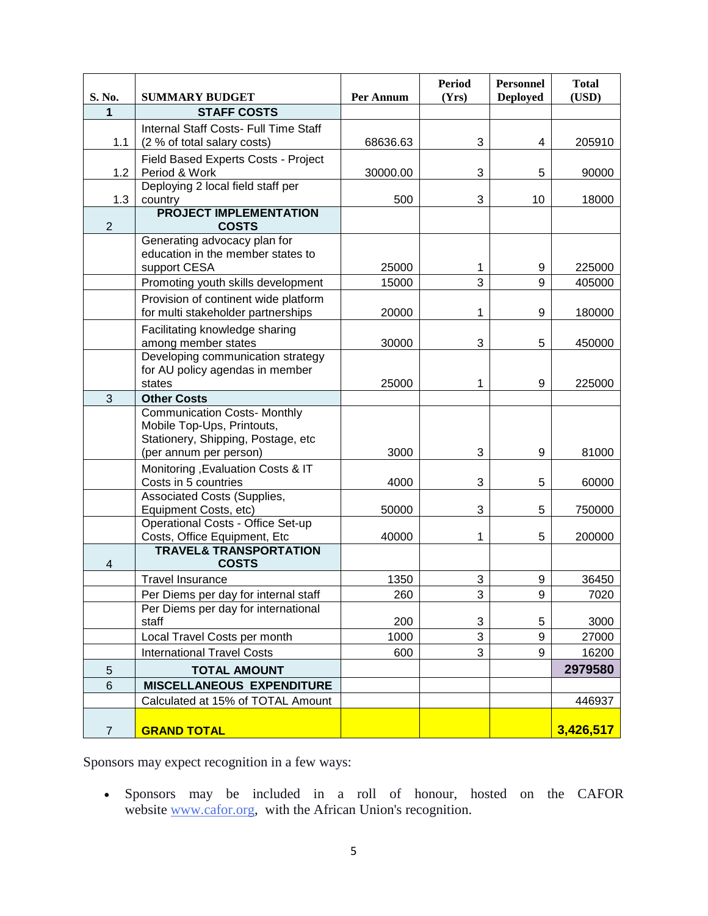| S. No. | SUMMARY BUDGET | Per Annum | Period (Yrs) | Personnel Deployed | Total (USD) |
|---|---|---|---|---|---|
| **1** | **STAFF COSTS** | | | | |
| 1.1 | Internal Staff Costs- Full Time Staff (2 % of total salary costs) | 68636.63 | 3 | 4 | 205910 |
| 1.2 | Field Based Experts Costs - Project Period & Work | 30000.00 | 3 | 5 | 90000 |
| 1.3 | Deploying 2 local field staff per country | 500 | 3 | 10 | 18000 |
| 2 | **PROJECT IMPLEMENTATION COSTS** | | | | |
| | Generating advocacy plan for education in the member states to support CESA | 25000 | 1 | 9 | 225000 |
| | Promoting youth skills development | 15000 | 3 | 9 | 405000 |
| | Provision of continent wide platform for multi stakeholder partnerships | 20000 | 1 | 9 | 180000 |
| | Facilitating knowledge sharing among member states | 30000 | 3 | 5 | 450000 |
| | Developing communication strategy for AU policy agendas in member states | 25000 | 1 | 9 | 225000 |
| 3 | **Other Costs** | | | | |
| | Communication Costs- Monthly Mobile Top-Ups, Printouts, Stationery, Shipping, Postage, etc (per annum per person) | 3000 | 3 | 9 | 81000 |
| | Monitoring ,Evaluation Costs & IT Costs in 5 countries | 4000 | 3 | 5 | 60000 |
| | Associated Costs (Supplies, Equipment Costs, etc) | 50000 | 3 | 5 | 750000 |
| | Operational Costs - Office Set-up Costs, Office Equipment, Etc | 40000 | 1 | 5 | 200000 |
| 4 | **TRAVEL& TRANSPORTATION COSTS** | | | | |
| | Travel Insurance | 1350 | 3 | 9 | 36450 |
| | Per Diems per day for internal staff | 260 | 3 | 9 | 7020 |
| | Per Diems per day for international staff | 200 | 3 | 5 | 3000 |
| | Local Travel Costs per month | 1000 | 3 | 9 | 27000 |
| | International Travel Costs | 600 | 3 | 9 | 16200 |
| 5 | **TOTAL AMOUNT** | | | | **2979580** |
| 6 | **MISCELLANEOUS EXPENDITURE** | | | | |
| | Calculated at 15% of TOTAL Amount | | | | 446937 |
| 7 | **GRAND TOTAL** | | | | **3,426,517** |

Sponsors may expect recognition in a few ways:

- Sponsors may be included in a roll of honour, hosted on the CAFOR website www.cafor.org, with the African Union's recognition.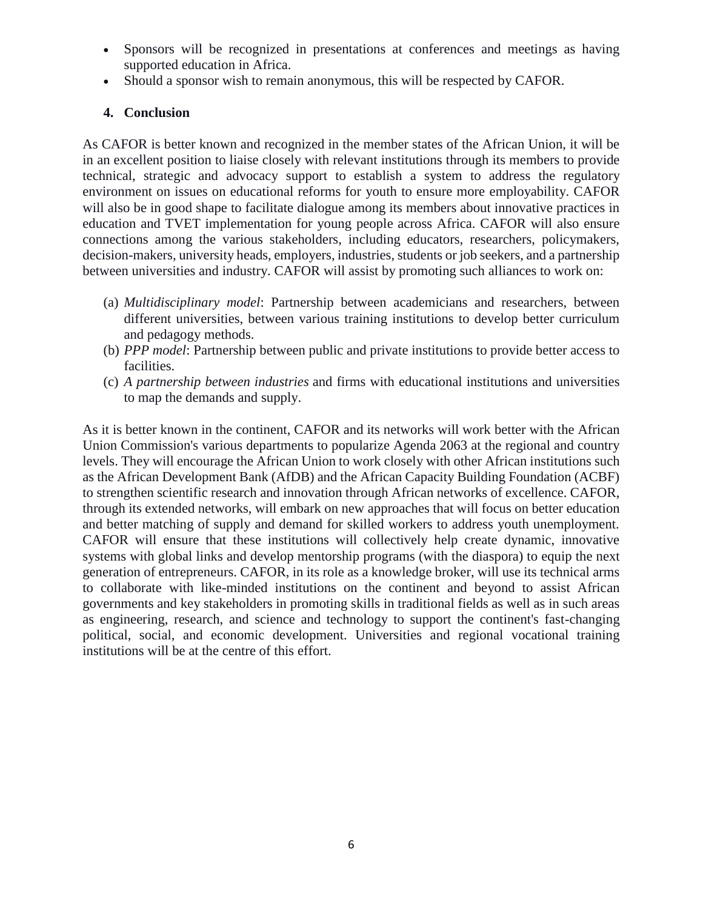- Sponsors will be recognized in presentations at conferences and meetings as having supported education in Africa.
- Should a sponsor wish to remain anonymous, this will be respected by CAFOR.

## 4. Conclusion

As CAFOR is better known and recognized in the member states of the African Union, it will be in an excellent position to liaise closely with relevant institutions through its members to provide technical, strategic and advocacy support to establish a system to address the regulatory environment on issues on educational reforms for youth to ensure more employability. CAFOR will also be in good shape to facilitate dialogue among its members about innovative practices in education and TVET implementation for young people across Africa. CAFOR will also ensure connections among the various stakeholders, including educators, researchers, policymakers, decision-makers, university heads, employers, industries, students or job seekers, and a partnership between universities and industry. CAFOR will assist by promoting such alliances to work on:

(a) *Multidisciplinary model*: Partnership between academicians and researchers, between different universities, between various training institutions to develop better curriculum and pedagogy methods.
(b) *PPP model*: Partnership between public and private institutions to provide better access to facilities.
(c) *A partnership between industries* and firms with educational institutions and universities to map the demands and supply.

As it is better known in the continent, CAFOR and its networks will work better with the African Union Commission's various departments to popularize Agenda 2063 at the regional and country levels. They will encourage the African Union to work closely with other African institutions such as the African Development Bank (AfDB) and the African Capacity Building Foundation (ACBF) to strengthen scientific research and innovation through African networks of excellence. CAFOR, through its extended networks, will embark on new approaches that will focus on better education and better matching of supply and demand for skilled workers to address youth unemployment. CAFOR will ensure that these institutions will collectively help create dynamic, innovative systems with global links and develop mentorship programs (with the diaspora) to equip the next generation of entrepreneurs. CAFOR, in its role as a knowledge broker, will use its technical arms to collaborate with like-minded institutions on the continent and beyond to assist African governments and key stakeholders in promoting skills in traditional fields as well as in such areas as engineering, research, and science and technology to support the continent's fast-changing political, social, and economic development. Universities and regional vocational training institutions will be at the centre of this effort.